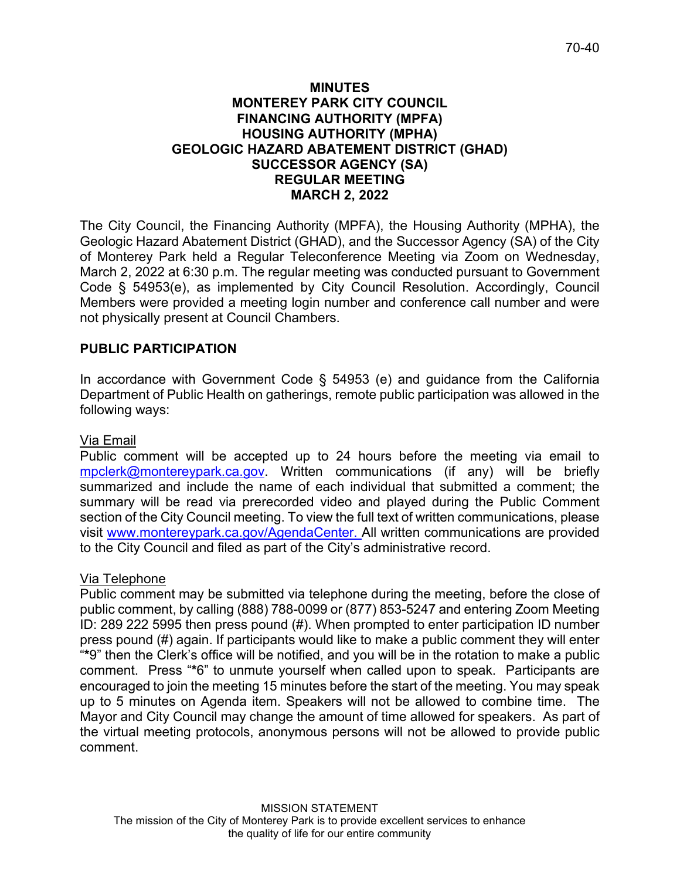# MINUTES
# MONTEREY PARK CITY COUNCIL
# FINANCING AUTHORITY (MPFA)
# HOUSING AUTHORITY (MPHA)
# GEOLOGIC HAZARD ABATEMENT DISTRICT (GHAD)
# SUCCESSOR AGENCY (SA)
# REGULAR MEETING
# MARCH 2, 2022

The City Council, the Financing Authority (MPFA), the Housing Authority (MPHA), the Geologic Hazard Abatement District (GHAD), and the Successor Agency (SA) of the City of Monterey Park held a Regular Teleconference Meeting via Zoom on Wednesday, March 2, 2022 at 6:30 p.m. The regular meeting was conducted pursuant to Government Code § 54953(e), as implemented by City Council Resolution. Accordingly, Council Members were provided a meeting login number and conference call number and were not physically present at Council Chambers.

## PUBLIC PARTICIPATION

In accordance with Government Code § 54953 (e) and guidance from the California Department of Public Health on gatherings, remote public participation was allowed in the following ways:

Via Email

Public comment will be accepted up to 24 hours before the meeting via email to mpclerk@montereypark.ca.gov. Written communications (if any) will be briefly summarized and include the name of each individual that submitted a comment; the summary will be read via prerecorded video and played during the Public Comment section of the City Council meeting. To view the full text of written communications, please visit www.montereypark.ca.gov/AgendaCenter. All written communications are provided to the City Council and filed as part of the City's administrative record.

Via Telephone

Public comment may be submitted via telephone during the meeting, before the close of public comment, by calling (888) 788-0099 or (877) 853-5247 and entering Zoom Meeting ID: 289 222 5995 then press pound (#). When prompted to enter participation ID number press pound (#) again. If participants would like to make a public comment they will enter "*9" then the Clerk's office will be notified, and you will be in the rotation to make a public comment. Press "*6" to unmute yourself when called upon to speak. Participants are encouraged to join the meeting 15 minutes before the start of the meeting. You may speak up to 5 minutes on Agenda item. Speakers will not be allowed to combine time. The Mayor and City Council may change the amount of time allowed for speakers. As part of the virtual meeting protocols, anonymous persons will not be allowed to provide public comment.

MISSION STATEMENT
The mission of the City of Monterey Park is to provide excellent services to enhance the quality of life for our entire community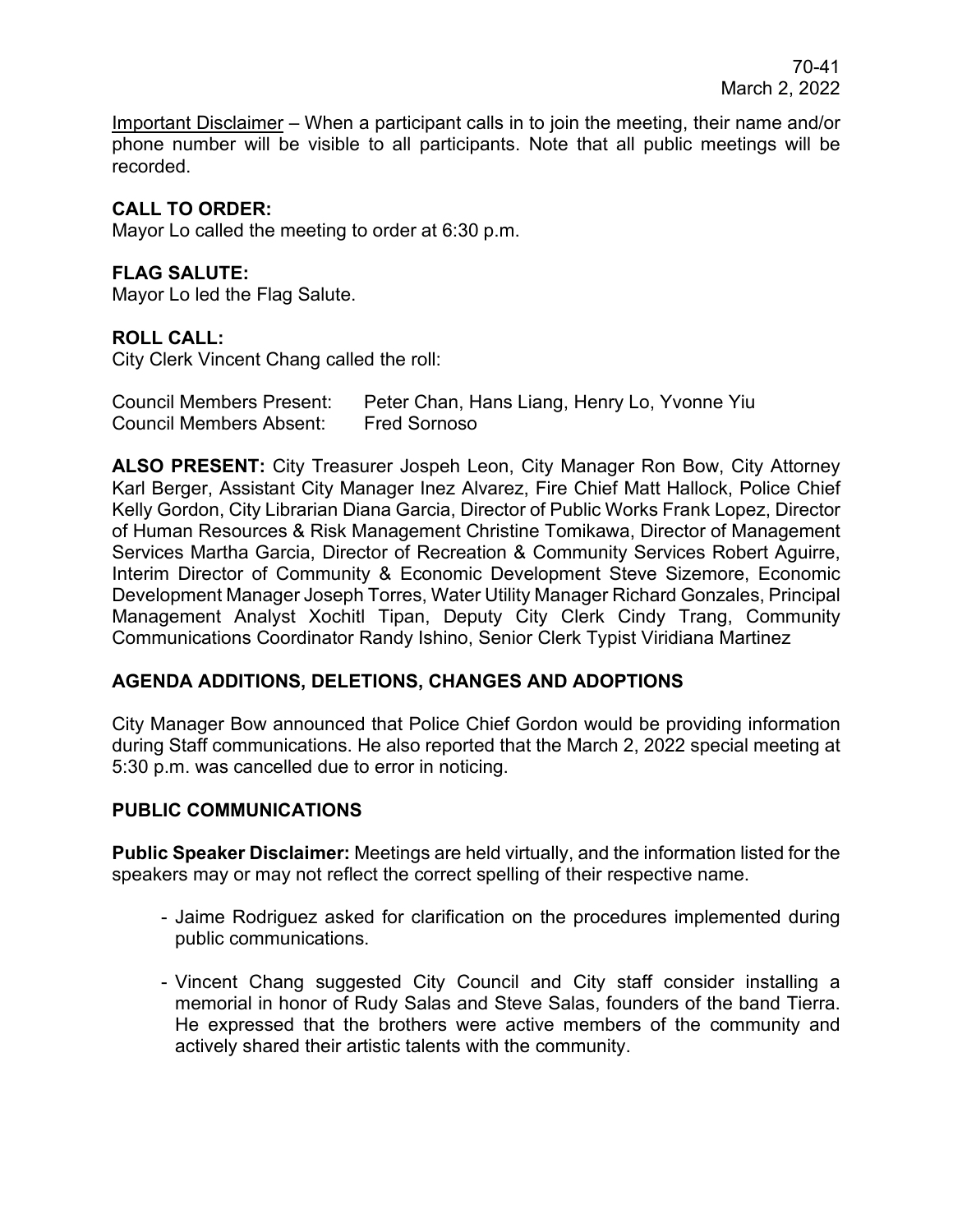Important Disclaimer – When a participant calls in to join the meeting, their name and/or phone number will be visible to all participants. Note that all public meetings will be recorded.

**CALL TO ORDER:**
Mayor Lo called the meeting to order at 6:30 p.m.

**FLAG SALUTE:**
Mayor Lo led the Flag Salute.

**ROLL CALL:**
City Clerk Vincent Chang called the roll:

Council Members Present: Peter Chan, Hans Liang, Henry Lo, Yvonne Yiu
Council Members Absent: Fred Sornoso

**ALSO PRESENT:** City Treasurer Jospeh Leon, City Manager Ron Bow, City Attorney Karl Berger, Assistant City Manager Inez Alvarez, Fire Chief Matt Hallock, Police Chief Kelly Gordon, City Librarian Diana Garcia, Director of Public Works Frank Lopez, Director of Human Resources & Risk Management Christine Tomikawa, Director of Management Services Martha Garcia, Director of Recreation & Community Services Robert Aguirre, Interim Director of Community & Economic Development Steve Sizemore, Economic Development Manager Joseph Torres, Water Utility Manager Richard Gonzales, Principal Management Analyst Xochitl Tipan, Deputy City Clerk Cindy Trang, Community Communications Coordinator Randy Ishino, Senior Clerk Typist Viridiana Martinez

**AGENDA ADDITIONS, DELETIONS, CHANGES AND ADOPTIONS**

City Manager Bow announced that Police Chief Gordon would be providing information during Staff communications. He also reported that the March 2, 2022 special meeting at 5:30 p.m. was cancelled due to error in noticing.

**PUBLIC COMMUNICATIONS**

**Public Speaker Disclaimer:** Meetings are held virtually, and the information listed for the speakers may or may not reflect the correct spelling of their respective name.

- Jaime Rodriguez asked for clarification on the procedures implemented during public communications.

- Vincent Chang suggested City Council and City staff consider installing a memorial in honor of Rudy Salas and Steve Salas, founders of the band Tierra. He expressed that the brothers were active members of the community and actively shared their artistic talents with the community.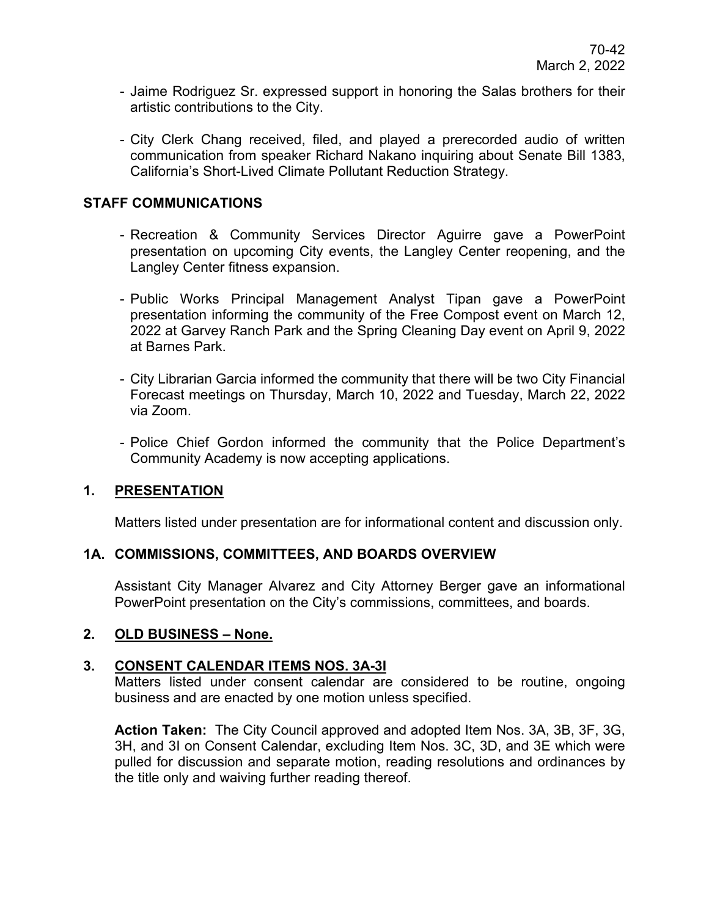- Jaime Rodriguez Sr. expressed support in honoring the Salas brothers for their artistic contributions to the City.

- City Clerk Chang received, filed, and played a prerecorded audio of written communication from speaker Richard Nakano inquiring about Senate Bill 1383, California's Short-Lived Climate Pollutant Reduction Strategy.

## STAFF COMMUNICATIONS

- Recreation & Community Services Director Aguirre gave a PowerPoint presentation on upcoming City events, the Langley Center reopening, and the Langley Center fitness expansion.

- Public Works Principal Management Analyst Tipan gave a PowerPoint presentation informing the community of the Free Compost event on March 12, 2022 at Garvey Ranch Park and the Spring Cleaning Day event on April 9, 2022 at Barnes Park.

- City Librarian Garcia informed the community that there will be two City Financial Forecast meetings on Thursday, March 10, 2022 and Tuesday, March 22, 2022 via Zoom.

- Police Chief Gordon informed the community that the Police Department's Community Academy is now accepting applications.

## 1. PRESENTATION

Matters listed under presentation are for informational content and discussion only.

## 1A. COMMISSIONS, COMMITTEES, AND BOARDS OVERVIEW

Assistant City Manager Alvarez and City Attorney Berger gave an informational PowerPoint presentation on the City's commissions, committees, and boards.

## 2. OLD BUSINESS – None.

## 3. CONSENT CALENDAR ITEMS NOS. 3A-3I

Matters listed under consent calendar are considered to be routine, ongoing business and are enacted by one motion unless specified.

**Action Taken:** The City Council approved and adopted Item Nos. 3A, 3B, 3F, 3G, 3H, and 3I on Consent Calendar, excluding Item Nos. 3C, 3D, and 3E which were pulled for discussion and separate motion, reading resolutions and ordinances by the title only and waiving further reading thereof.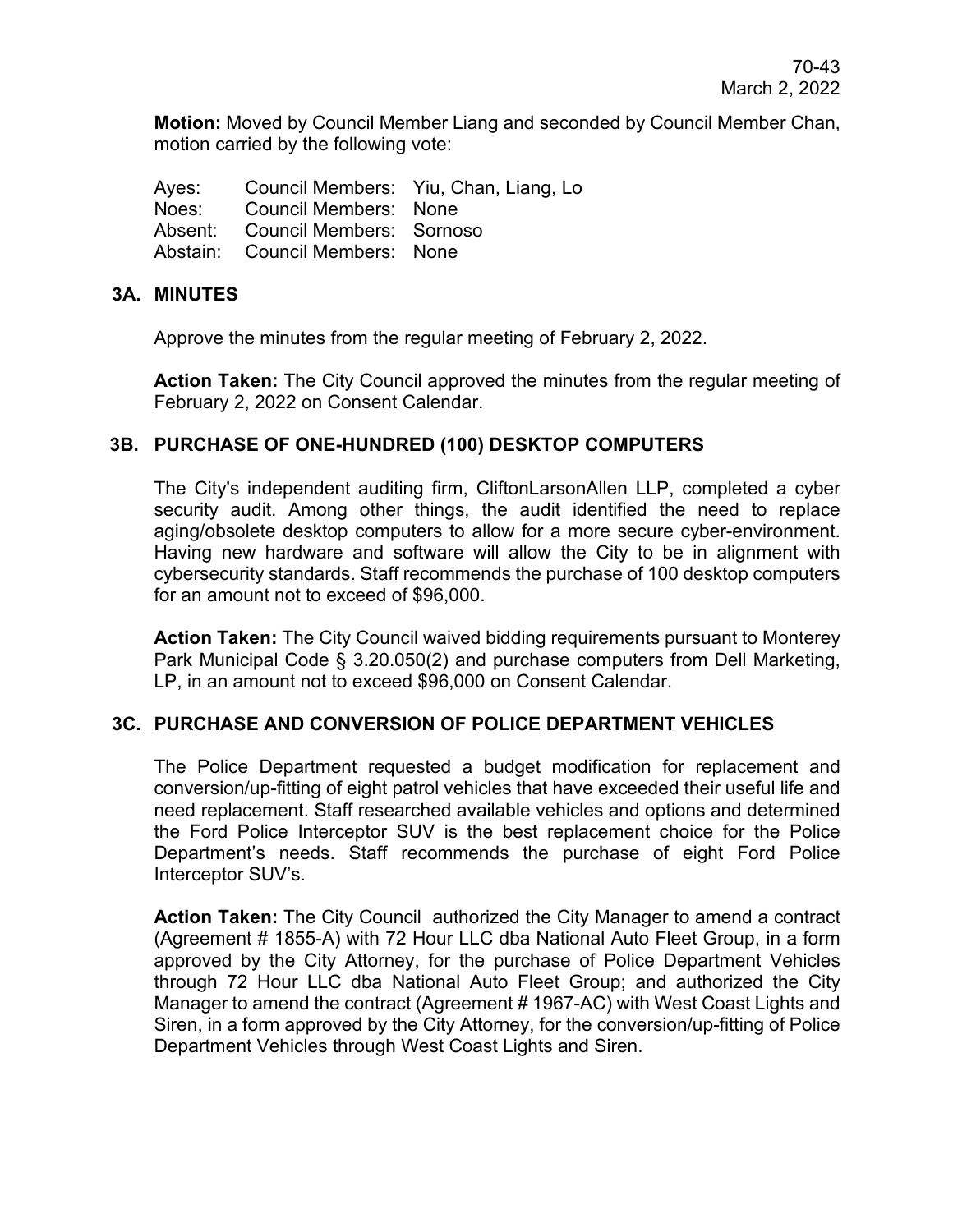**Motion:** Moved by Council Member Liang and seconded by Council Member Chan, motion carried by the following vote:

| | | |
|---|---|---|
| Ayes: | Council Members: | Yiu, Chan, Liang, Lo |
| Noes: | Council Members: | None |
| Absent: | Council Members: | Sornoso |
| Abstain: | Council Members: | None |

### 3A. MINUTES

Approve the minutes from the regular meeting of February 2, 2022.

**Action Taken:** The City Council approved the minutes from the regular meeting of February 2, 2022 on Consent Calendar.

### 3B. PURCHASE OF ONE-HUNDRED (100) DESKTOP COMPUTERS

The City's independent auditing firm, CliftonLarsonAllen LLP, completed a cyber security audit. Among other things, the audit identified the need to replace aging/obsolete desktop computers to allow for a more secure cyber-environment. Having new hardware and software will allow the City to be in alignment with cybersecurity standards. Staff recommends the purchase of 100 desktop computers for an amount not to exceed of $96,000.

**Action Taken:** The City Council waived bidding requirements pursuant to Monterey Park Municipal Code § 3.20.050(2) and purchase computers from Dell Marketing, LP, in an amount not to exceed $96,000 on Consent Calendar.

### 3C. PURCHASE AND CONVERSION OF POLICE DEPARTMENT VEHICLES

The Police Department requested a budget modification for replacement and conversion/up-fitting of eight patrol vehicles that have exceeded their useful life and need replacement. Staff researched available vehicles and options and determined the Ford Police Interceptor SUV is the best replacement choice for the Police Department's needs. Staff recommends the purchase of eight Ford Police Interceptor SUV's.

**Action Taken:** The City Council authorized the City Manager to amend a contract (Agreement # 1855-A) with 72 Hour LLC dba National Auto Fleet Group, in a form approved by the City Attorney, for the purchase of Police Department Vehicles through 72 Hour LLC dba National Auto Fleet Group; and authorized the City Manager to amend the contract (Agreement # 1967-AC) with West Coast Lights and Siren, in a form approved by the City Attorney, for the conversion/up-fitting of Police Department Vehicles through West Coast Lights and Siren.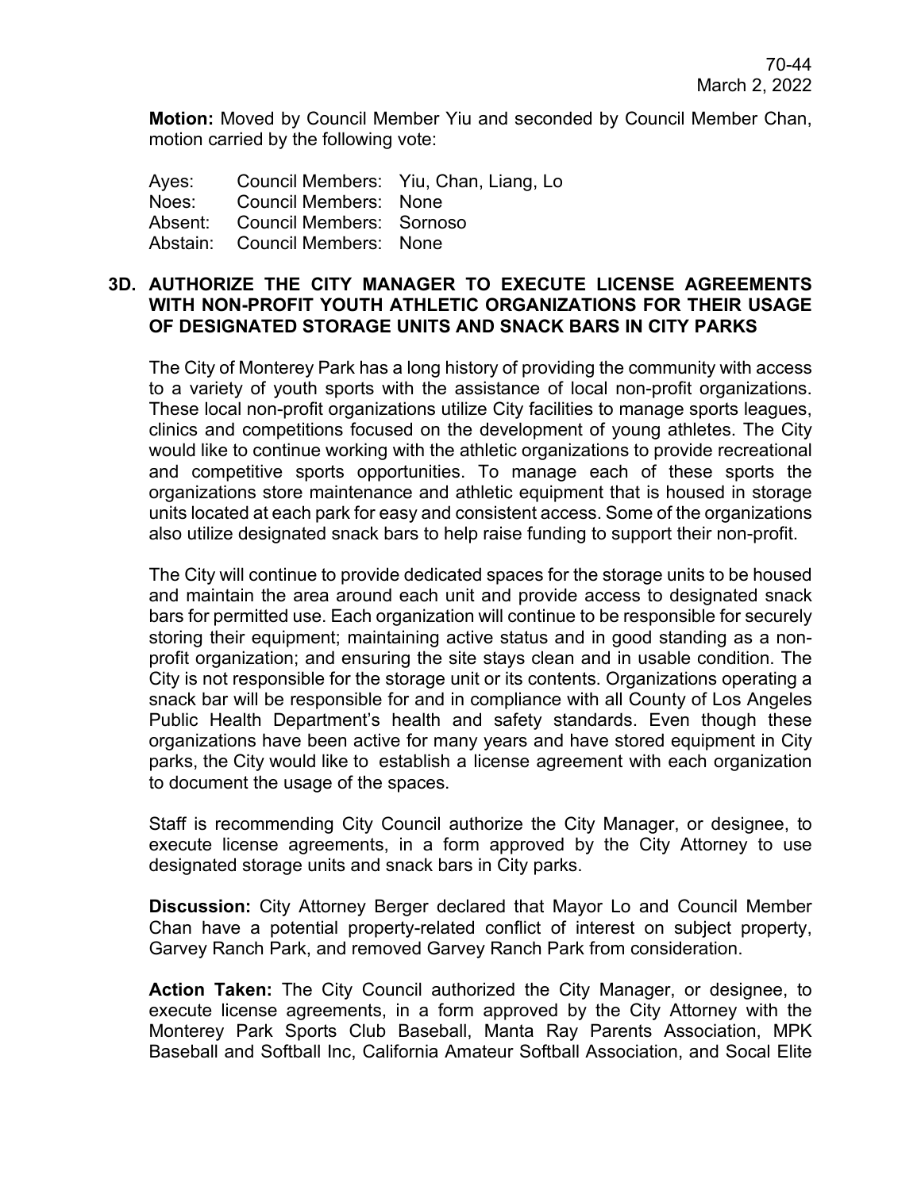**Motion:** Moved by Council Member Yiu and seconded by Council Member Chan, motion carried by the following vote:

| | | |
|---|---|---|
| Ayes: | Council Members: | Yiu, Chan, Liang, Lo |
| Noes: | Council Members: | None |
| Absent: | Council Members: | Sornoso |
| Abstain: | Council Members: | None |

### 3D. AUTHORIZE THE CITY MANAGER TO EXECUTE LICENSE AGREEMENTS WITH NON-PROFIT YOUTH ATHLETIC ORGANIZATIONS FOR THEIR USAGE OF DESIGNATED STORAGE UNITS AND SNACK BARS IN CITY PARKS

The City of Monterey Park has a long history of providing the community with access to a variety of youth sports with the assistance of local non-profit organizations. These local non-profit organizations utilize City facilities to manage sports leagues, clinics and competitions focused on the development of young athletes. The City would like to continue working with the athletic organizations to provide recreational and competitive sports opportunities. To manage each of these sports the organizations store maintenance and athletic equipment that is housed in storage units located at each park for easy and consistent access. Some of the organizations also utilize designated snack bars to help raise funding to support their non-profit.

The City will continue to provide dedicated spaces for the storage units to be housed and maintain the area around each unit and provide access to designated snack bars for permitted use. Each organization will continue to be responsible for securely storing their equipment; maintaining active status and in good standing as a non-profit organization; and ensuring the site stays clean and in usable condition. The City is not responsible for the storage unit or its contents. Organizations operating a snack bar will be responsible for and in compliance with all County of Los Angeles Public Health Department's health and safety standards. Even though these organizations have been active for many years and have stored equipment in City parks, the City would like to establish a license agreement with each organization to document the usage of the spaces.

Staff is recommending City Council authorize the City Manager, or designee, to execute license agreements, in a form approved by the City Attorney to use designated storage units and snack bars in City parks.

**Discussion:** City Attorney Berger declared that Mayor Lo and Council Member Chan have a potential property-related conflict of interest on subject property, Garvey Ranch Park, and removed Garvey Ranch Park from consideration.

**Action Taken:** The City Council authorized the City Manager, or designee, to execute license agreements, in a form approved by the City Attorney with the Monterey Park Sports Club Baseball, Manta Ray Parents Association, MPK Baseball and Softball Inc, California Amateur Softball Association, and Socal Elite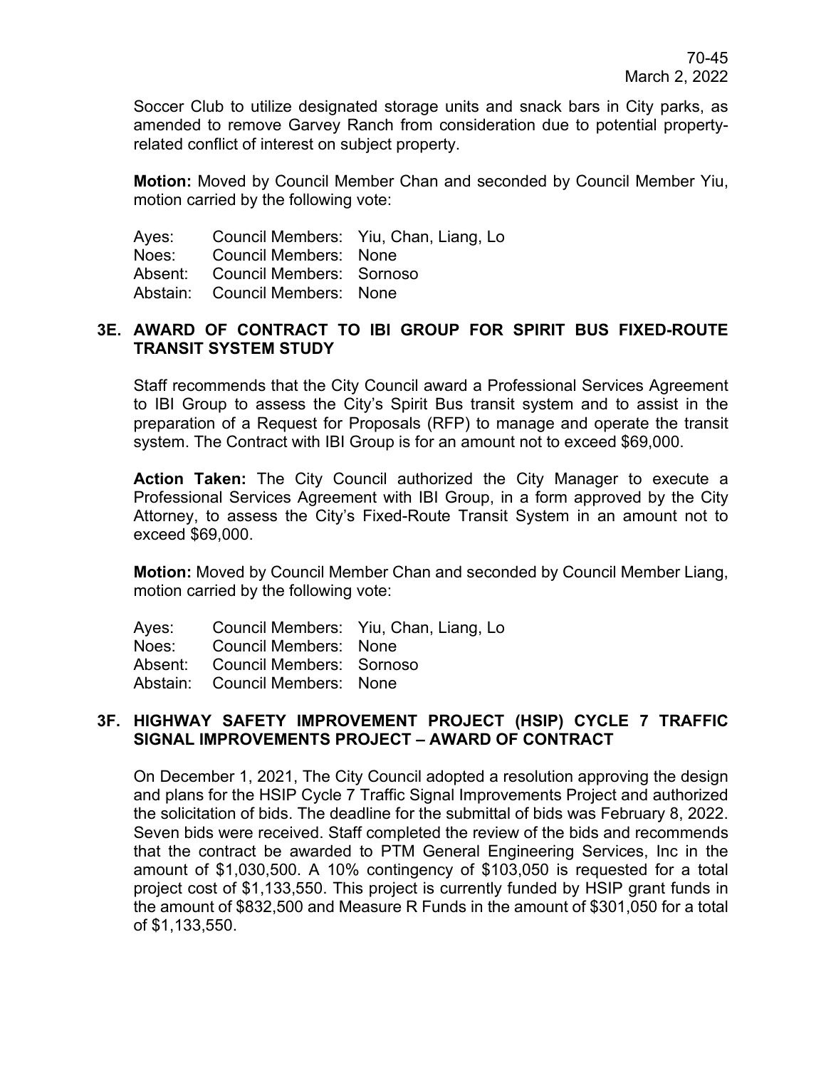Soccer Club to utilize designated storage units and snack bars in City parks, as amended to remove Garvey Ranch from consideration due to potential property-related conflict of interest on subject property.

**Motion:** Moved by Council Member Chan and seconded by Council Member Yiu, motion carried by the following vote:

| | | |
|---|---|---|
| Ayes: | Council Members: | Yiu, Chan, Liang, Lo |
| Noes: | Council Members: | None |
| Absent: | Council Members: | Sornoso |
| Abstain: | Council Members: | None |

### 3E. AWARD OF CONTRACT TO IBI GROUP FOR SPIRIT BUS FIXED-ROUTE TRANSIT SYSTEM STUDY

Staff recommends that the City Council award a Professional Services Agreement to IBI Group to assess the City's Spirit Bus transit system and to assist in the preparation of a Request for Proposals (RFP) to manage and operate the transit system. The Contract with IBI Group is for an amount not to exceed $69,000.

**Action Taken:** The City Council authorized the City Manager to execute a Professional Services Agreement with IBI Group, in a form approved by the City Attorney, to assess the City's Fixed-Route Transit System in an amount not to exceed $69,000.

**Motion:** Moved by Council Member Chan and seconded by Council Member Liang, motion carried by the following vote:

| | | |
|---|---|---|
| Ayes: | Council Members: | Yiu, Chan, Liang, Lo |
| Noes: | Council Members: | None |
| Absent: | Council Members: | Sornoso |
| Abstain: | Council Members: | None |

### 3F. HIGHWAY SAFETY IMPROVEMENT PROJECT (HSIP) CYCLE 7 TRAFFIC SIGNAL IMPROVEMENTS PROJECT – AWARD OF CONTRACT

On December 1, 2021, The City Council adopted a resolution approving the design and plans for the HSIP Cycle 7 Traffic Signal Improvements Project and authorized the solicitation of bids. The deadline for the submittal of bids was February 8, 2022. Seven bids were received. Staff completed the review of the bids and recommends that the contract be awarded to PTM General Engineering Services, Inc in the amount of $1,030,500. A 10% contingency of $103,050 is requested for a total project cost of $1,133,550. This project is currently funded by HSIP grant funds in the amount of $832,500 and Measure R Funds in the amount of $301,050 for a total of $1,133,550.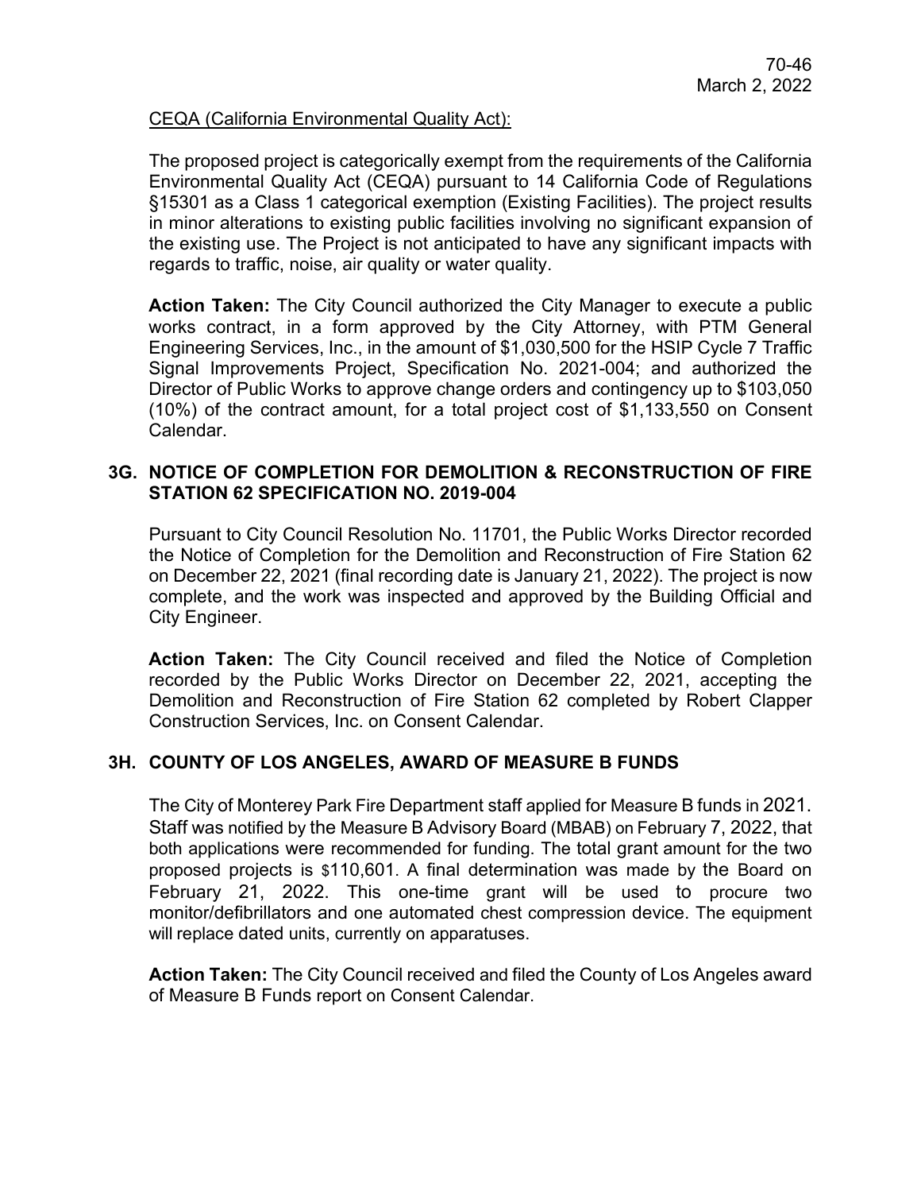CEQA (California Environmental Quality Act):

The proposed project is categorically exempt from the requirements of the California Environmental Quality Act (CEQA) pursuant to 14 California Code of Regulations §15301 as a Class 1 categorical exemption (Existing Facilities). The project results in minor alterations to existing public facilities involving no significant expansion of the existing use. The Project is not anticipated to have any significant impacts with regards to traffic, noise, air quality or water quality.

**Action Taken:** The City Council authorized the City Manager to execute a public works contract, in a form approved by the City Attorney, with PTM General Engineering Services, Inc., in the amount of $1,030,500 for the HSIP Cycle 7 Traffic Signal Improvements Project, Specification No. 2021-004; and authorized the Director of Public Works to approve change orders and contingency up to $103,050 (10%) of the contract amount, for a total project cost of $1,133,550 on Consent Calendar.

### 3G. NOTICE OF COMPLETION FOR DEMOLITION & RECONSTRUCTION OF FIRE STATION 62 SPECIFICATION NO. 2019-004

Pursuant to City Council Resolution No. 11701, the Public Works Director recorded the Notice of Completion for the Demolition and Reconstruction of Fire Station 62 on December 22, 2021 (final recording date is January 21, 2022). The project is now complete, and the work was inspected and approved by the Building Official and City Engineer.

**Action Taken:** The City Council received and filed the Notice of Completion recorded by the Public Works Director on December 22, 2021, accepting the Demolition and Reconstruction of Fire Station 62 completed by Robert Clapper Construction Services, Inc. on Consent Calendar.

### 3H. COUNTY OF LOS ANGELES, AWARD OF MEASURE B FUNDS

The City of Monterey Park Fire Department staff applied for Measure B funds in 2021. Staff was notified by the Measure B Advisory Board (MBAB) on February 7, 2022, that both applications were recommended for funding. The total grant amount for the two proposed projects is $110,601. A final determination was made by the Board on February 21, 2022. This one-time grant will be used to procure two monitor/defibrillators and one automated chest compression device. The equipment will replace dated units, currently on apparatuses.

**Action Taken:** The City Council received and filed the County of Los Angeles award of Measure B Funds report on Consent Calendar.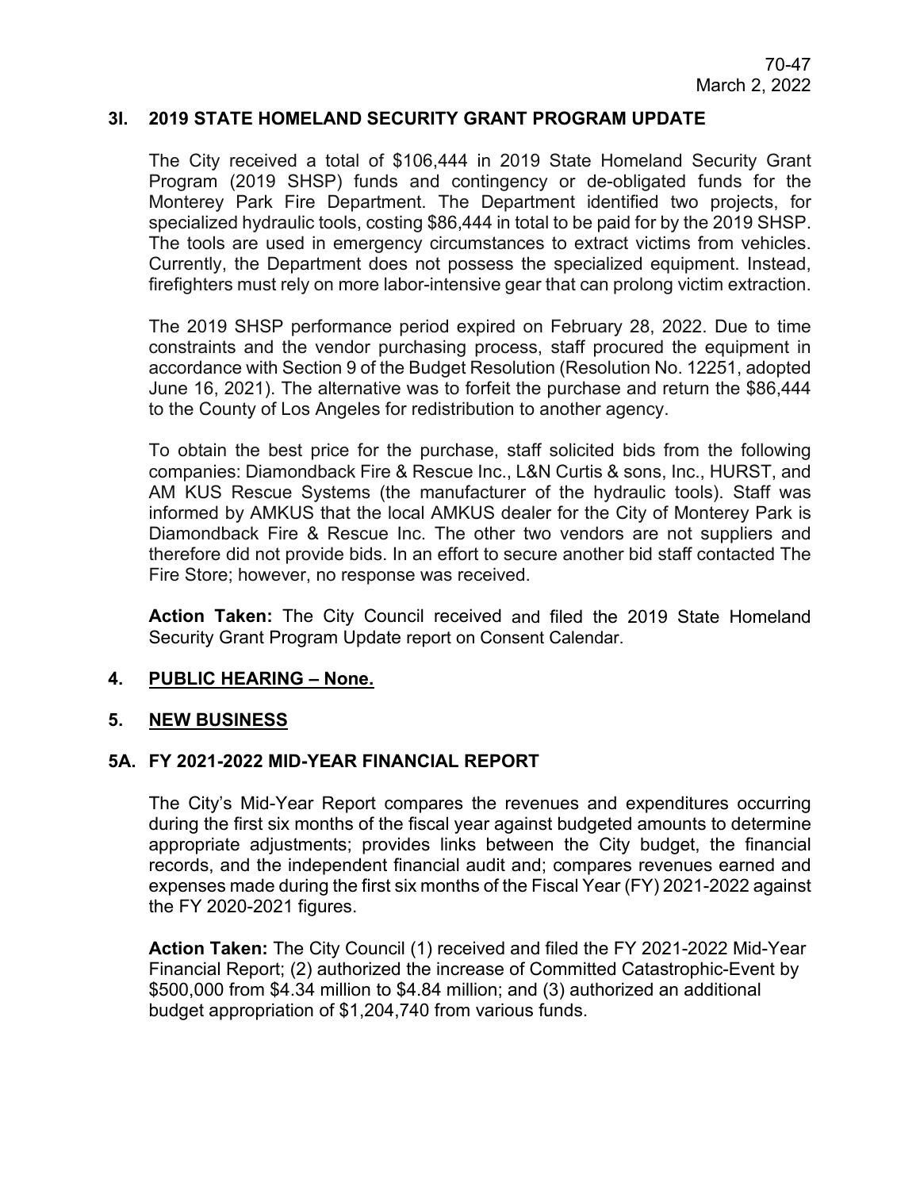### 3I. 2019 STATE HOMELAND SECURITY GRANT PROGRAM UPDATE

The City received a total of $106,444 in 2019 State Homeland Security Grant Program (2019 SHSP) funds and contingency or de-obligated funds for the Monterey Park Fire Department. The Department identified two projects, for specialized hydraulic tools, costing $86,444 in total to be paid for by the 2019 SHSP. The tools are used in emergency circumstances to extract victims from vehicles. Currently, the Department does not possess the specialized equipment. Instead, firefighters must rely on more labor-intensive gear that can prolong victim extraction.

The 2019 SHSP performance period expired on February 28, 2022. Due to time constraints and the vendor purchasing process, staff procured the equipment in accordance with Section 9 of the Budget Resolution (Resolution No. 12251, adopted June 16, 2021). The alternative was to forfeit the purchase and return the $86,444 to the County of Los Angeles for redistribution to another agency.

To obtain the best price for the purchase, staff solicited bids from the following companies: Diamondback Fire & Rescue Inc., L&N Curtis & sons, Inc., HURST, and AM KUS Rescue Systems (the manufacturer of the hydraulic tools). Staff was informed by AMKUS that the local AMKUS dealer for the City of Monterey Park is Diamondback Fire & Rescue Inc. The other two vendors are not suppliers and therefore did not provide bids. In an effort to secure another bid staff contacted The Fire Store; however, no response was received.

**Action Taken:** The City Council received and filed the 2019 State Homeland Security Grant Program Update report on Consent Calendar.

## 4. PUBLIC HEARING – None.

## 5. NEW BUSINESS

### 5A. FY 2021-2022 MID-YEAR FINANCIAL REPORT

The City's Mid-Year Report compares the revenues and expenditures occurring during the first six months of the fiscal year against budgeted amounts to determine appropriate adjustments; provides links between the City budget, the financial records, and the independent financial audit and; compares revenues earned and expenses made during the first six months of the Fiscal Year (FY) 2021-2022 against the FY 2020-2021 figures.

**Action Taken:** The City Council (1) received and filed the FY 2021-2022 Mid-Year Financial Report; (2) authorized the increase of Committed Catastrophic-Event by $500,000 from $4.34 million to $4.84 million; and (3) authorized an additional budget appropriation of $1,204,740 from various funds.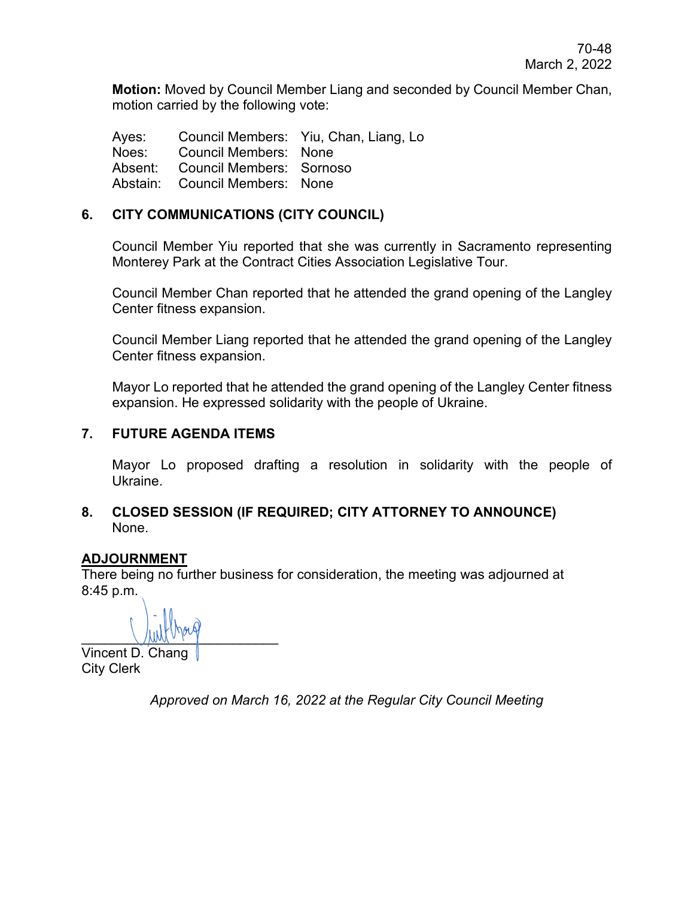**Motion:** Moved by Council Member Liang and seconded by Council Member Chan, motion carried by the following vote:

| | | |
|---|---|---|
| Ayes: | Council Members: | Yiu, Chan, Liang, Lo |
| Noes: | Council Members: | None |
| Absent: | Council Members: | Sornoso |
| Abstain: | Council Members: | None |

## 6. CITY COMMUNICATIONS (CITY COUNCIL)

Council Member Yiu reported that she was currently in Sacramento representing Monterey Park at the Contract Cities Association Legislative Tour.

Council Member Chan reported that he attended the grand opening of the Langley Center fitness expansion.

Council Member Liang reported that he attended the grand opening of the Langley Center fitness expansion.

Mayor Lo reported that he attended the grand opening of the Langley Center fitness expansion. He expressed solidarity with the people of Ukraine.

## 7. FUTURE AGENDA ITEMS

Mayor Lo proposed drafting a resolution in solidarity with the people of Ukraine.

## 8. CLOSED SESSION (IF REQUIRED; CITY ATTORNEY TO ANNOUNCE)

None.

## ADJOURNMENT

There being no further business for consideration, the meeting was adjourned at 8:45 p.m.

\_\_\_\_\_\_\_\_\_\_\_\_\_\_\_\_\_\_\_\_\_\_\_\_\_\_\_\_

Vincent D. Chang
City Clerk

*Approved on March 16, 2022 at the Regular City Council Meeting*